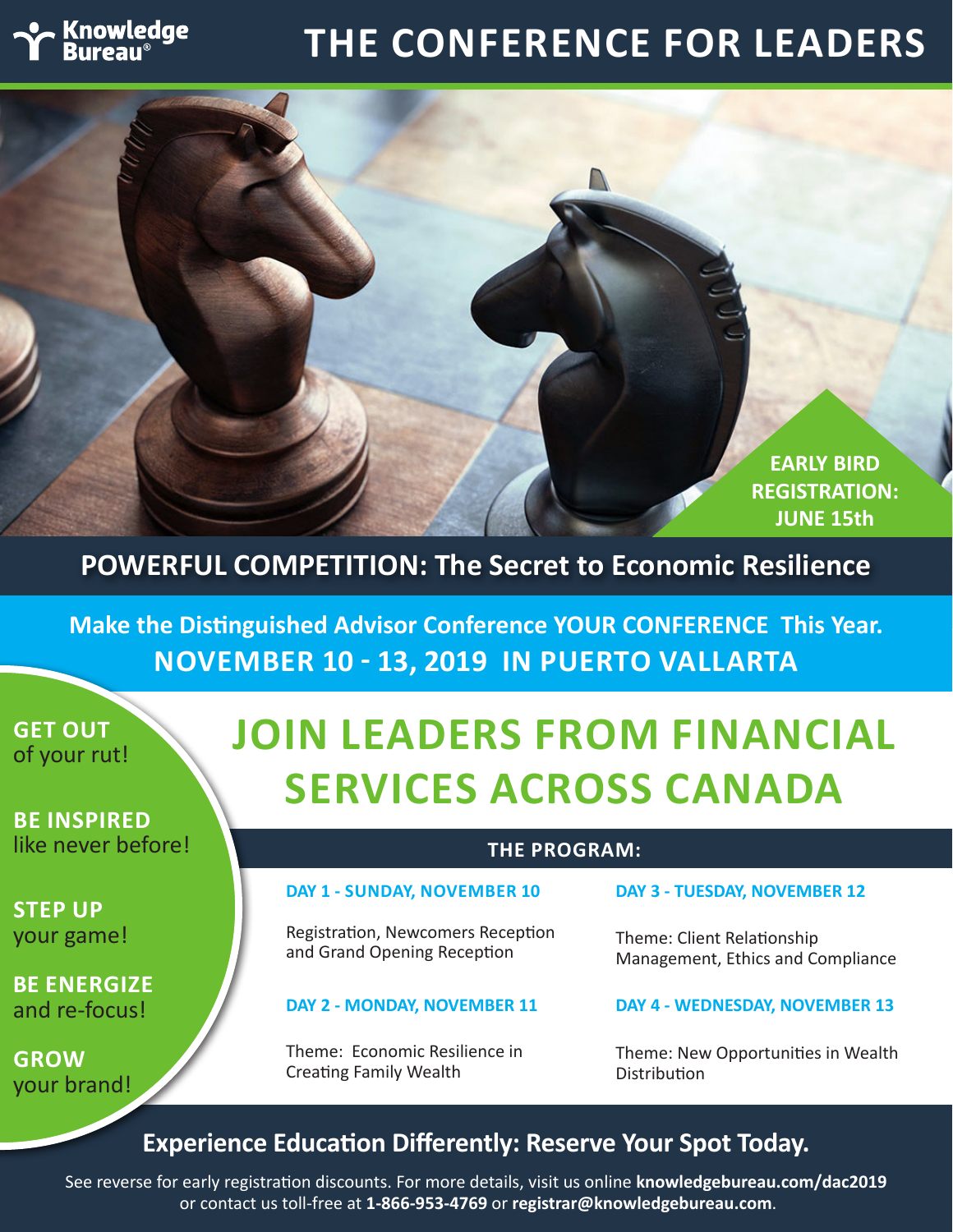Knowledge Bureau®

# THE CONFERENCE FOR LEADERS

**EARLY BIRD REGISTRATION: JUNE 15th**

## POWERFUL COMPETITION: The Secret to Economic Resilience

**Make the Distinguished Advisor Conference YOUR CONFERENCE This Year.**
**NOVEMBER 10 - 13, 2019 IN PUERTO VALLARTA**

**GET OUT** of your rut!

**BE INSPIRED** like never before!

**STEP UP** your game!

**BE ENERGIZE** and re-focus!

**GROW** your brand!

# JOIN LEADERS FROM FINANCIAL SERVICES ACROSS CANADA

## THE PROGRAM:

**DAY 1 - SUNDAY, NOVEMBER 10**

Registration, Newcomers Reception and Grand Opening Reception

**DAY 2 - MONDAY, NOVEMBER 11**

Theme: Economic Resilience in Creating Family Wealth

**DAY 3 - TUESDAY, NOVEMBER 12**

Theme: Client Relationship Management, Ethics and Compliance

**DAY 4 - WEDNESDAY, NOVEMBER 13**

Theme: New Opportunities in Wealth Distribution

## Experience Education Differently: Reserve Your Spot Today.

See reverse for early registration discounts. For more details, visit us online **knowledgebureau.com/dac2019** or contact us toll-free at **1-866-953-4769** or **registrar@knowledgebureau.com**.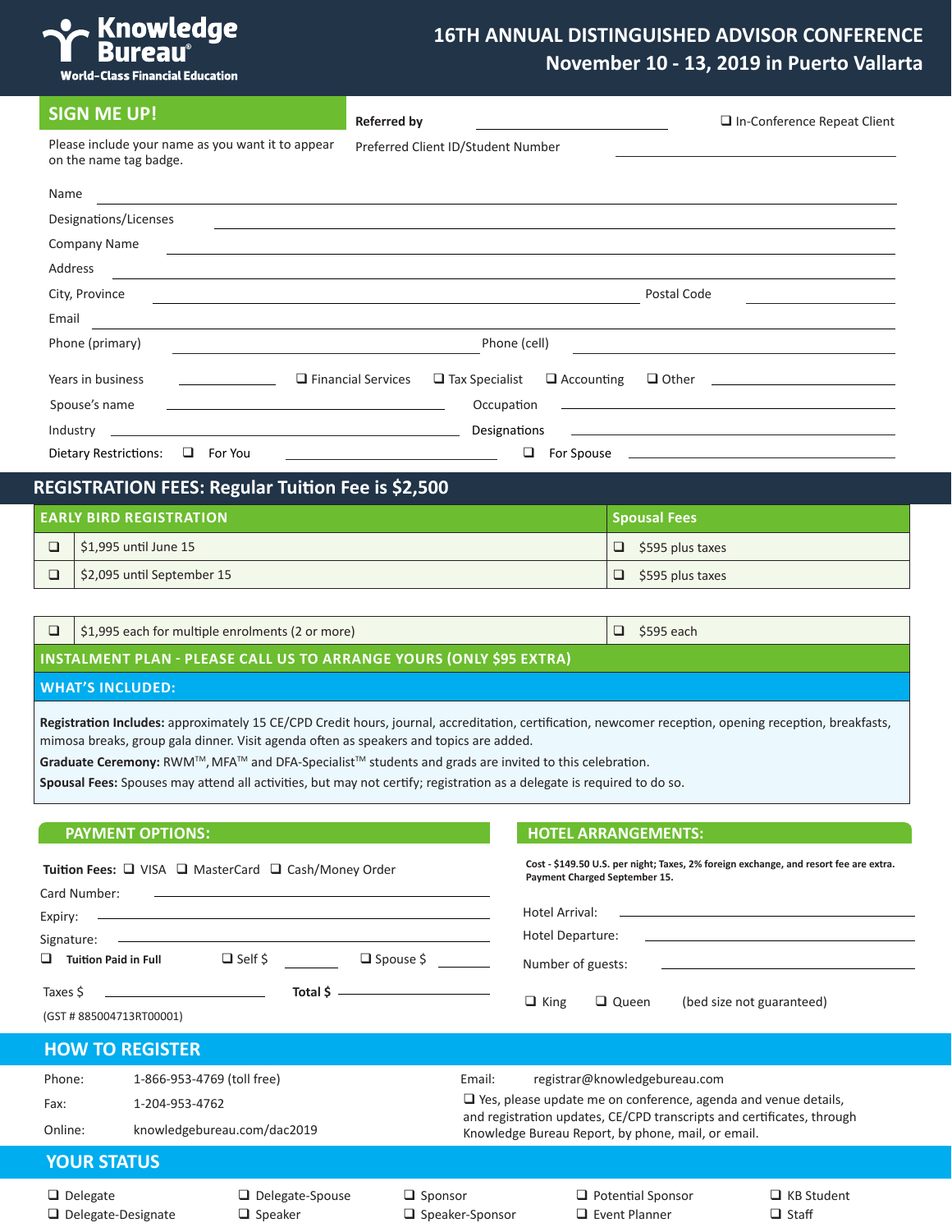**Knowledge Bureau®**
World-Class Financial Education

# 16TH ANNUAL DISTINGUISHED ADVISOR CONFERENCE
## November 10 - 13, 2019 in Puerto Vallarta

## SIGN ME UP!

Please include your name as you want it to appear on the name tag badge.

**Referred by** ______________ ❑ In-Conference Repeat Client

Preferred Client ID/Student Number ______________

Name ______________

Designations/Licenses ______________

Company Name ______________

Address ______________

City, Province ______________ Postal Code ______________

Email ______________

Phone (primary) ______________ Phone (cell) ______________

Years in business ______________ ❑ Financial Services ❑ Tax Specialist ❑ Accounting ❑ Other ______________

Spouse's name ______________ Occupation ______________

Industry ______________ Designations ______________

Dietary Restrictions: ❑ For You ______________ ❑ For Spouse ______________

## REGISTRATION FEES: Regular Tuition Fee is $2,500

| | EARLY BIRD REGISTRATION | | Spousal Fees |
|---|---|---|---|
| ❑ | $1,995 until June 15 | ❑ | $595 plus taxes |
| ❑ | $2,095 until September 15 | ❑ | $595 plus taxes |

| | | | |
|---|---|---|---|
| ❑ | $1,995 each for multiple enrolments (2 or more) | ❑ | $595 each |

**INSTALMENT PLAN - PLEASE CALL US TO ARRANGE YOURS (ONLY $95 EXTRA)**

**WHAT'S INCLUDED:**

**Registration Includes:** approximately 15 CE/CPD Credit hours, journal, accreditation, certification, newcomer reception, opening reception, breakfasts, mimosa breaks, group gala dinner. Visit agenda often as speakers and topics are added.

**Graduate Ceremony:** RWM™, MFA™ and DFA-Specialist™ students and grads are invited to this celebration.

**Spousal Fees:** Spouses may attend all activities, but may not certify; registration as a delegate is required to do so.

## PAYMENT OPTIONS:

**Tuition Fees:** ❑ VISA ❑ MasterCard ❑ Cash/Money Order

Card Number: ______________

Expiry: ______________

Signature: ______________

❑ **Tuition Paid in Full** ❑ Self $ ______ ❑ Spouse $ ______

Taxes $ ______________ **Total $** ______________

(GST # 885004713RT00001)

## HOTEL ARRANGEMENTS:

**Cost - $149.50 U.S. per night; Taxes, 2% foreign exchange, and resort fee are extra. Payment Charged September 15.**

Hotel Arrival: ______________

Hotel Departure: ______________

Number of guests: ______________

❑ King ❑ Queen (bed size not guaranteed)

## HOW TO REGISTER

Phone: 1-866-953-4769 (toll free)

Fax: 1-204-953-4762

Online: knowledgebureau.com/dac2019

Email: registrar@knowledgebureau.com

❑ Yes, please update me on conference, agenda and venue details, and registration updates, CE/CPD transcripts and certificates, through Knowledge Bureau Report, by phone, mail, or email.

## YOUR STATUS

❑ Delegate ❑ Delegate-Spouse ❑ Sponsor ❑ Potential Sponsor ❑ KB Student

❑ Delegate-Designate ❑ Speaker ❑ Speaker-Sponsor ❑ Event Planner ❑ Staff